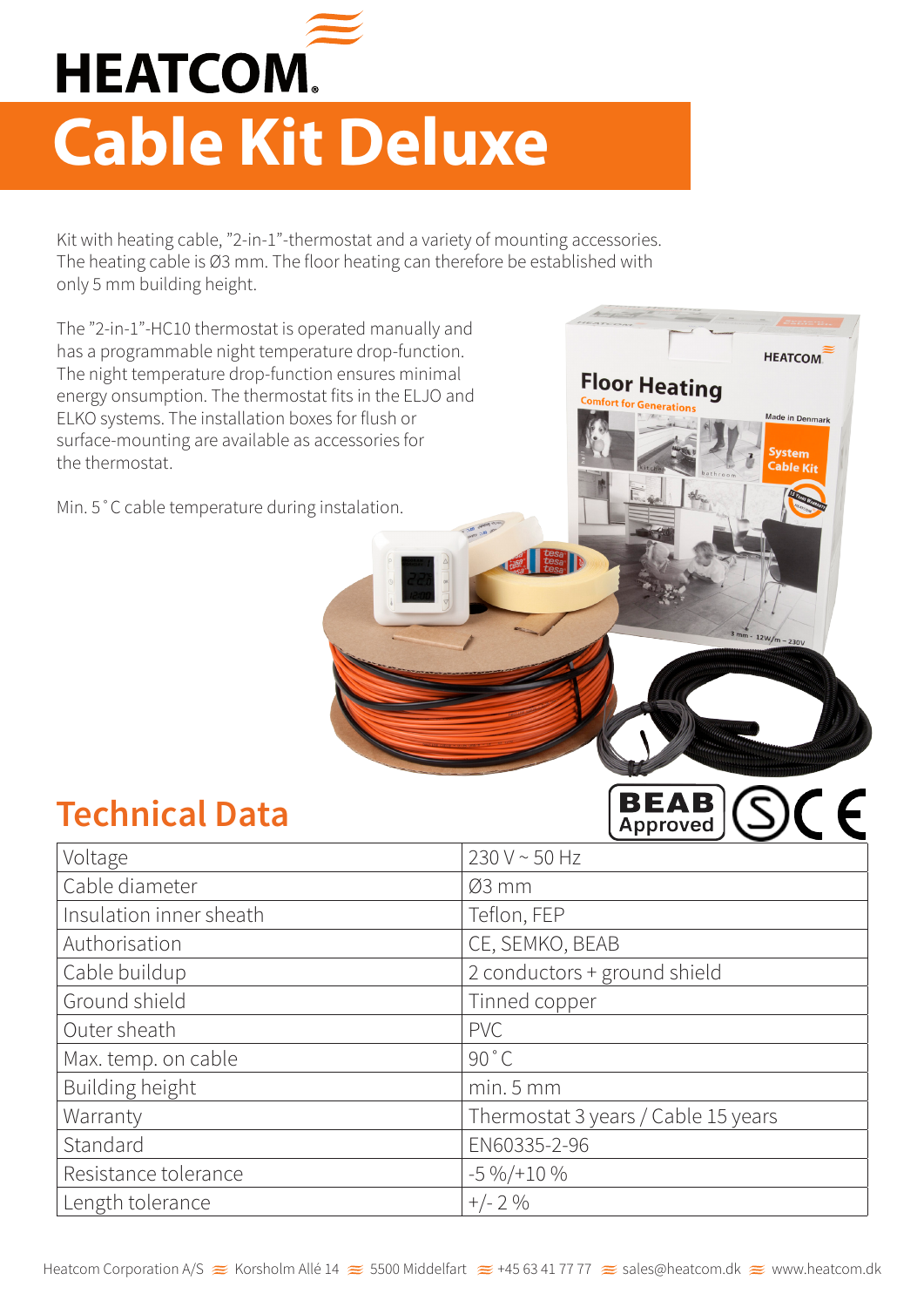# HEATCOM

## Cable Kit Deluxe

Kit with heating cable, "2-in-1"-thermostat and a variety of mounting accessories. The heating cable is Ø3 mm. The floor heating can therefore be established with only 5 mm building height.

The "2-in-1"-HC10 thermostat is operated manually and has a programmable night temperature drop-function. The night temperature drop-function ensures minimal energy onsumption. The thermostat fits in the ELJO and ELKO systems. The installation boxes for flush or surface-mounting are available as accessories for the thermostat.

Min. 5˚C cable temperature during instalation.

## Technical Data

| | |
|---|---|
| Voltage | 230 V ~ 50 Hz |
| Cable diameter | Ø3 mm |
| Insulation inner sheath | Teflon, FEP |
| Authorisation | CE, SEMKO, BEAB |
| Cable buildup | 2 conductors + ground shield |
| Ground shield | Tinned copper |
| Outer sheath | PVC |
| Max. temp. on cable | 90˚C |
| Building height | min. 5 mm |
| Warranty | Thermostat 3 years / Cable 15 years |
| Standard | EN60335-2-96 |
| Resistance tolerance | -5 %/+10 % |
| Length tolerance | +/- 2 % |

Heatcom Corporation A/S ≋ Korsholm Allé 14 ≋ 5500 Middelfart ≋ +45 63 41 77 77 ≋ sales@heatcom.dk ≋ www.heatcom.dk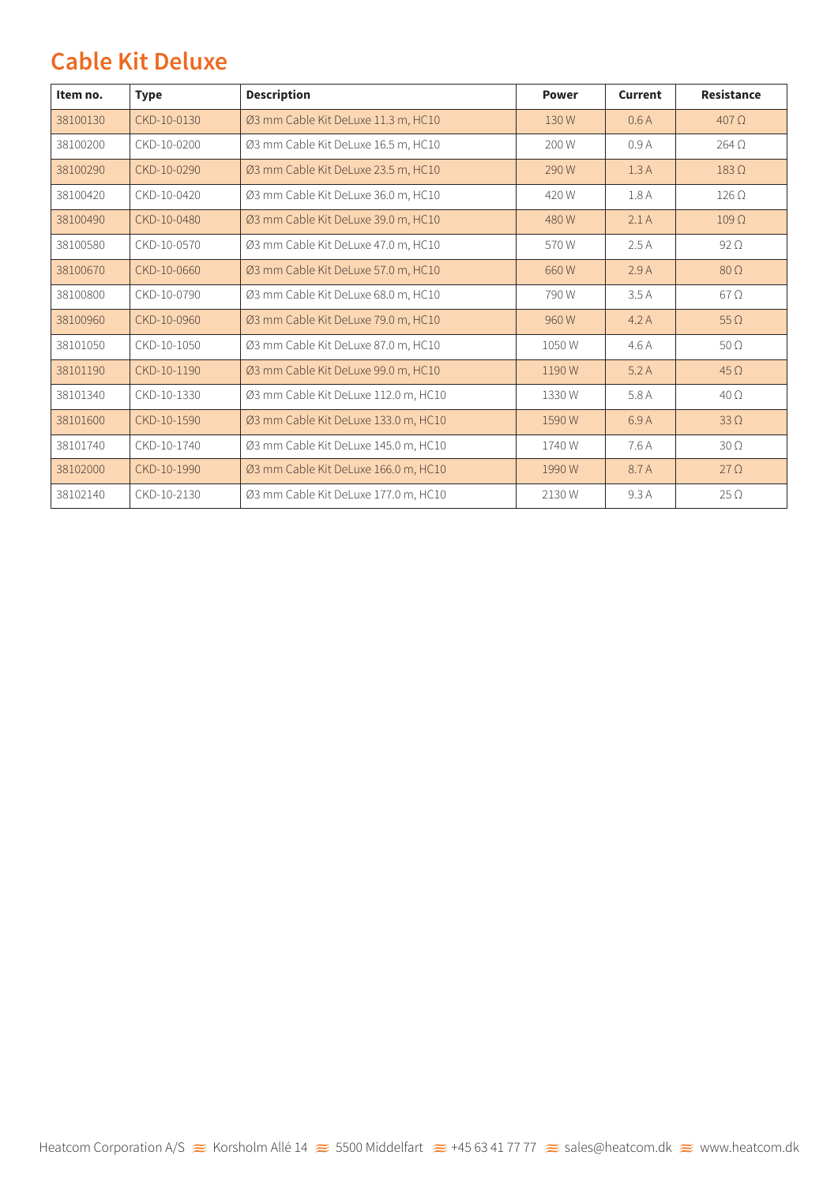## Cable Kit Deluxe

| Item no. | Type | Description | Power | Current | Resistance |
|---|---|---|---|---|---|
| 38100130 | CKD-10-0130 | Ø3 mm Cable Kit DeLuxe 11.3 m, HC10 | 130 W | 0.6 A | 407 Ω |
| 38100200 | CKD-10-0200 | Ø3 mm Cable Kit DeLuxe 16.5 m, HC10 | 200 W | 0.9 A | 264 Ω |
| 38100290 | CKD-10-0290 | Ø3 mm Cable Kit DeLuxe 23.5 m, HC10 | 290 W | 1.3 A | 183 Ω |
| 38100420 | CKD-10-0420 | Ø3 mm Cable Kit DeLuxe 36.0 m, HC10 | 420 W | 1.8 A | 126 Ω |
| 38100490 | CKD-10-0480 | Ø3 mm Cable Kit DeLuxe 39.0 m, HC10 | 480 W | 2.1 A | 109 Ω |
| 38100580 | CKD-10-0570 | Ø3 mm Cable Kit DeLuxe 47.0 m, HC10 | 570 W | 2.5 A | 92 Ω |
| 38100670 | CKD-10-0660 | Ø3 mm Cable Kit DeLuxe 57.0 m, HC10 | 660 W | 2.9 A | 80 Ω |
| 38100800 | CKD-10-0790 | Ø3 mm Cable Kit DeLuxe 68.0 m, HC10 | 790 W | 3.5 A | 67 Ω |
| 38100960 | CKD-10-0960 | Ø3 mm Cable Kit DeLuxe 79.0 m, HC10 | 960 W | 4.2 A | 55 Ω |
| 38101050 | CKD-10-1050 | Ø3 mm Cable Kit DeLuxe 87.0 m, HC10 | 1050 W | 4.6 A | 50 Ω |
| 38101190 | CKD-10-1190 | Ø3 mm Cable Kit DeLuxe 99.0 m, HC10 | 1190 W | 5.2 A | 45 Ω |
| 38101340 | CKD-10-1330 | Ø3 mm Cable Kit DeLuxe 112.0 m, HC10 | 1330 W | 5.8 A | 40 Ω |
| 38101600 | CKD-10-1590 | Ø3 mm Cable Kit DeLuxe 133.0 m, HC10 | 1590 W | 6.9 A | 33 Ω |
| 38101740 | CKD-10-1740 | Ø3 mm Cable Kit DeLuxe 145.0 m, HC10 | 1740 W | 7.6 A | 30 Ω |
| 38102000 | CKD-10-1990 | Ø3 mm Cable Kit DeLuxe 166.0 m, HC10 | 1990 W | 8.7 A | 27 Ω |
| 38102140 | CKD-10-2130 | Ø3 mm Cable Kit DeLuxe 177.0 m, HC10 | 2130 W | 9.3 A | 25 Ω |